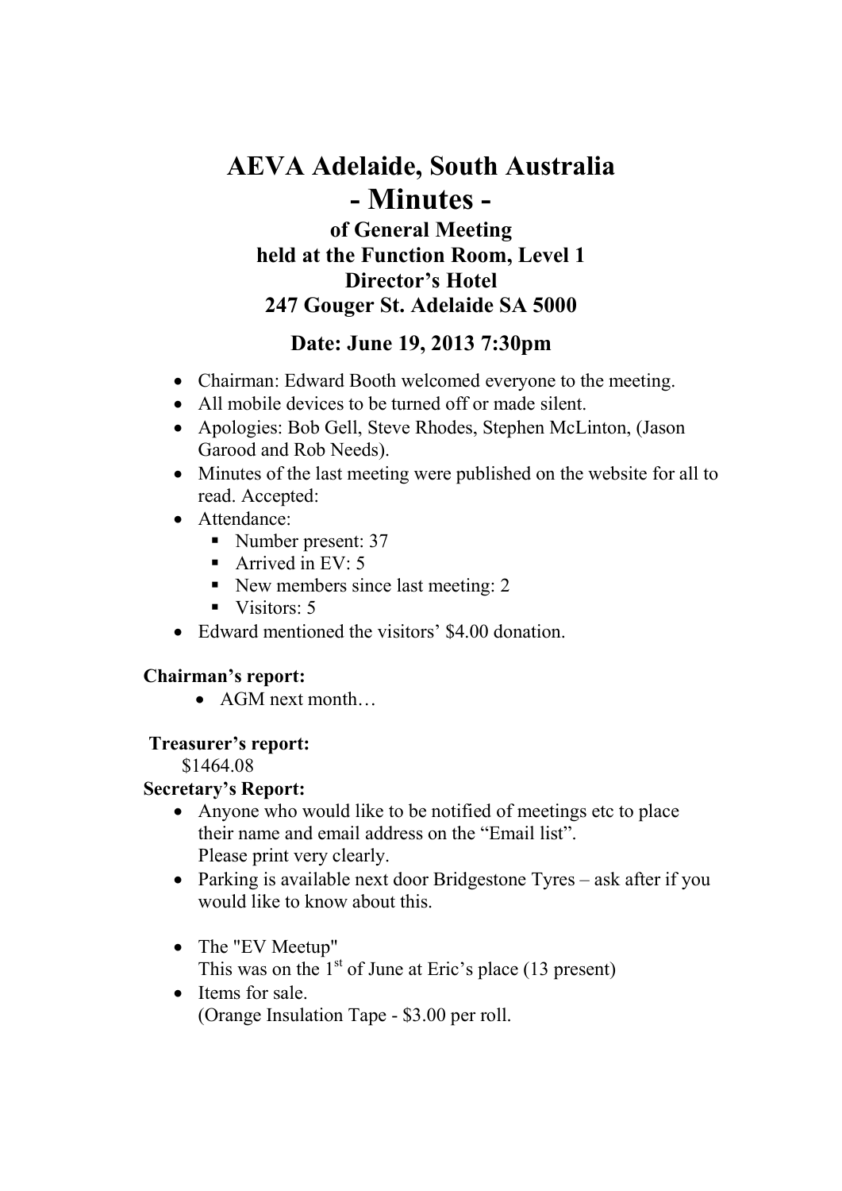# AEVA Adelaide, South Australia

# - Minutes -

### of General Meeting
### held at the Function Room, Level 1
### Director's Hotel
### 247 Gouger St. Adelaide SA 5000

## Date: June 19, 2013 7:30pm

- Chairman: Edward Booth welcomed everyone to the meeting.
- All mobile devices to be turned off or made silent.
- Apologies: Bob Gell, Steve Rhodes, Stephen McLinton, (Jason Garood and Rob Needs).
- Minutes of the last meeting were published on the website for all to read. Accepted:
- Attendance:
  - Number present: 37
  - Arrived in EV: 5
  - New members since last meeting: 2
  - Visitors: 5
- Edward mentioned the visitors' $4.00 donation.

**Chairman's report:**

- AGM next month…

**Treasurer's report:**

$1464.08

**Secretary's Report:**

- Anyone who would like to be notified of meetings etc to place their name and email address on the "Email list".
  Please print very clearly.
- Parking is available next door Bridgestone Tyres – ask after if you would like to know about this.

- The "EV Meetup"
  This was on the 1st of June at Eric's place (13 present)
- Items for sale.
  (Orange Insulation Tape - $3.00 per roll.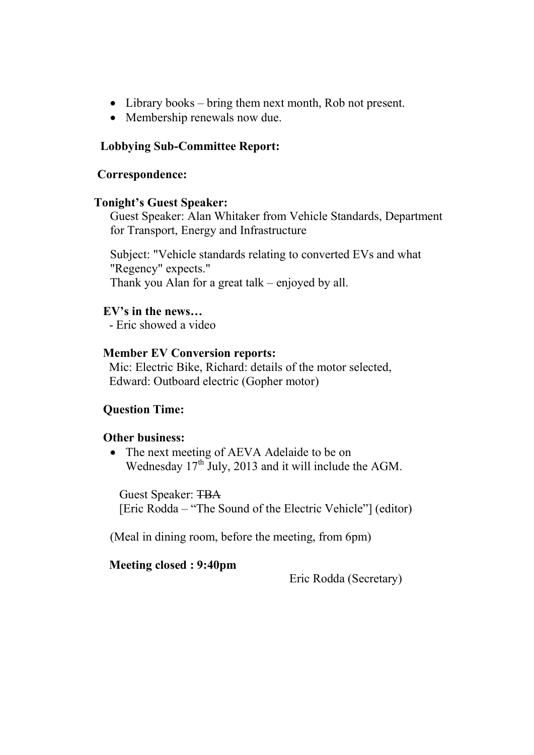- Library books – bring them next month, Rob not present.
- Membership renewals now due.

**Lobbying Sub-Committee Report:**

**Correspondence:**

**Tonight's Guest Speaker:**

Guest Speaker: Alan Whitaker from Vehicle Standards, Department for Transport, Energy and Infrastructure

Subject: "Vehicle standards relating to converted EVs and what "Regency" expects."
Thank you Alan for a great talk – enjoyed by all.

**EV's in the news…**

- Eric showed a video

**Member EV Conversion reports:**

Mic: Electric Bike, Richard: details of the motor selected, Edward: Outboard electric (Gopher motor)

**Question Time:**

**Other business:**

- The next meeting of AEVA Adelaide to be on Wednesday 17th July, 2013 and it will include the AGM.

Guest Speaker: ~~TBA~~
[Eric Rodda – "The Sound of the Electric Vehicle"] (editor)

(Meal in dining room, before the meeting, from 6pm)

**Meeting closed : 9:40pm**

Eric Rodda (Secretary)